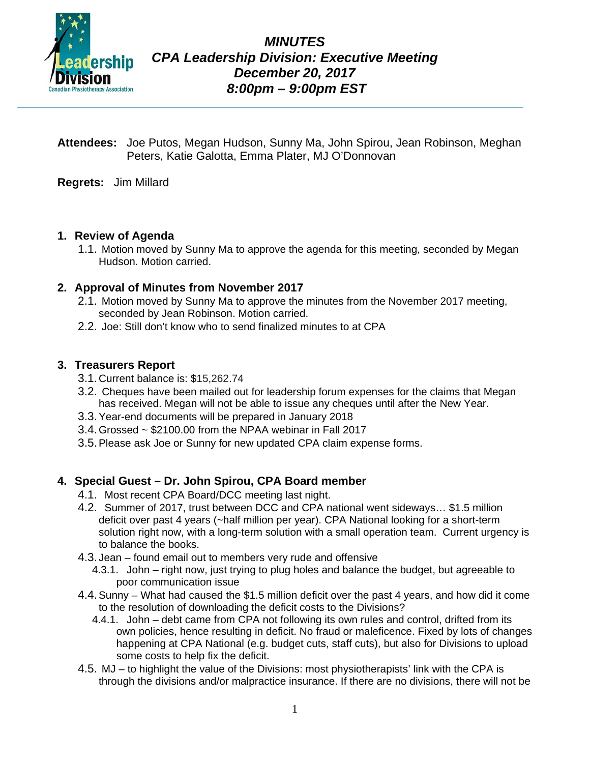# *MINUTES*
## *CPA Leadership Division: Executive Meeting*
### *December 20, 2017*
### *8:00pm – 9:00pm EST*

**Attendees:** Joe Putos, Megan Hudson, Sunny Ma, John Spirou, Jean Robinson, Meghan Peters, Katie Galotta, Emma Plater, MJ O'Donnovan

**Regrets:** Jim Millard

1. **Review of Agenda**
   1.1. Motion moved by Sunny Ma to approve the agenda for this meeting, seconded by Megan Hudson. Motion carried.

2. **Approval of Minutes from November 2017**
   2.1. Motion moved by Sunny Ma to approve the minutes from the November 2017 meeting, seconded by Jean Robinson. Motion carried.
   2.2. Joe: Still don't know who to send finalized minutes to at CPA

3. **Treasurers Report**
   3.1. Current balance is: $15,262.74
   3.2. Cheques have been mailed out for leadership forum expenses for the claims that Megan has received. Megan will not be able to issue any cheques until after the New Year.
   3.3. Year-end documents will be prepared in January 2018
   3.4. Grossed ~ $2100.00 from the NPAA webinar in Fall 2017
   3.5. Please ask Joe or Sunny for new updated CPA claim expense forms.

4. **Special Guest – Dr. John Spirou, CPA Board member**
   4.1. Most recent CPA Board/DCC meeting last night.
   4.2. Summer of 2017, trust between DCC and CPA national went sideways… $1.5 million deficit over past 4 years (~half million per year). CPA National looking for a short-term solution right now, with a long-term solution with a small operation team. Current urgency is to balance the books.
   4.3. Jean – found email out to members very rude and offensive
      4.3.1. John – right now, just trying to plug holes and balance the budget, but agreeable to poor communication issue
   4.4. Sunny – What had caused the $1.5 million deficit over the past 4 years, and how did it come to the resolution of downloading the deficit costs to the Divisions?
      4.4.1. John – debt came from CPA not following its own rules and control, drifted from its own policies, hence resulting in deficit. No fraud or maleficence. Fixed by lots of changes happening at CPA National (e.g. budget cuts, staff cuts), but also for Divisions to upload some costs to help fix the deficit.
   4.5. MJ – to highlight the value of the Divisions: most physiotherapists' link with the CPA is through the divisions and/or malpractice insurance. If there are no divisions, there will not be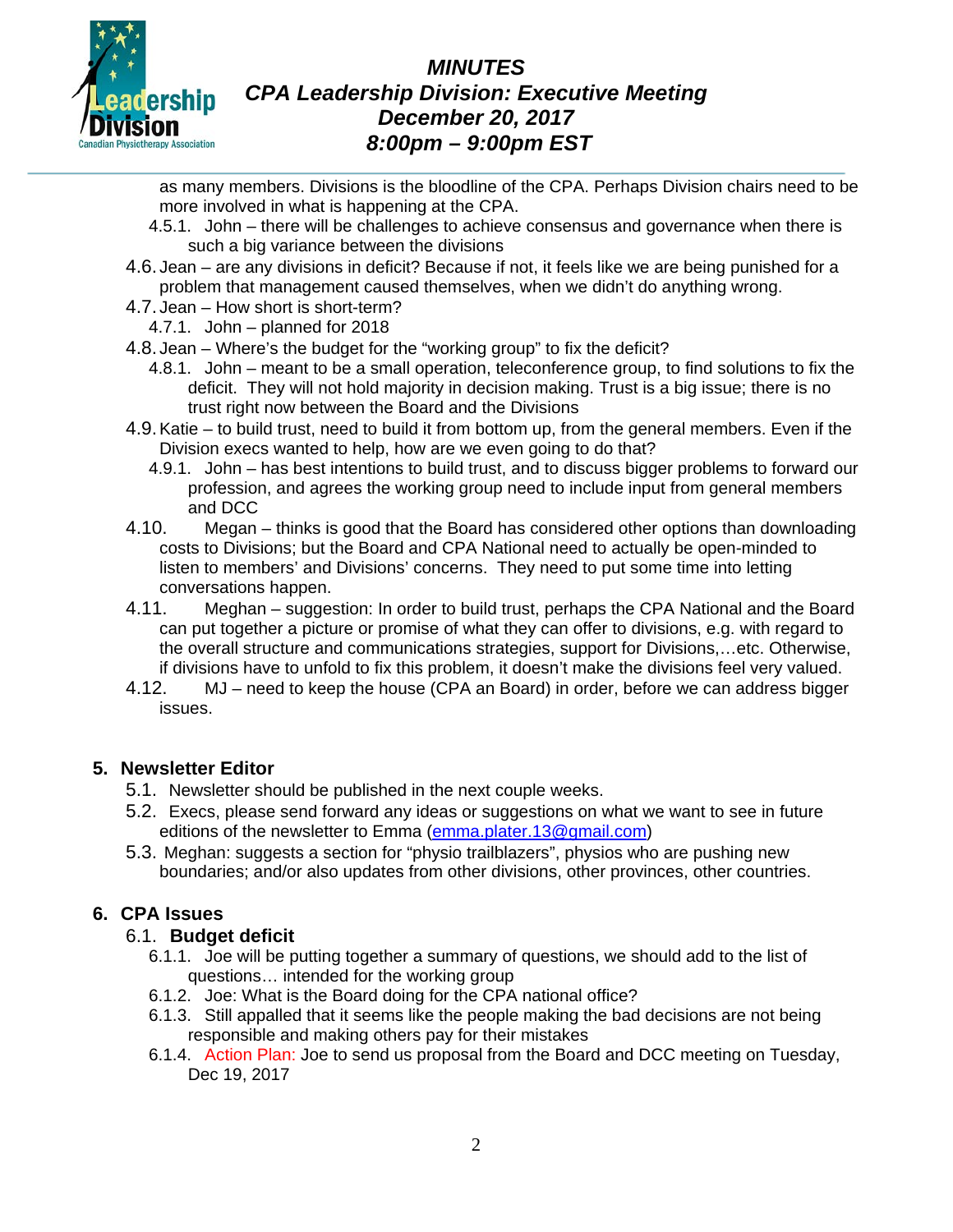as many members. Divisions is the bloodline of the CPA. Perhaps Division chairs need to be more involved in what is happening at the CPA.

- 4.5.1. John – there will be challenges to achieve consensus and governance when there is such a big variance between the divisions

4.6. Jean – are any divisions in deficit? Because if not, it feels like we are being punished for a problem that management caused themselves, when we didn't do anything wrong.

4.7. Jean – How short is short-term?

- 4.7.1. John – planned for 2018

4.8. Jean – Where's the budget for the "working group" to fix the deficit?

- 4.8.1. John – meant to be a small operation, teleconference group, to find solutions to fix the deficit. They will not hold majority in decision making. Trust is a big issue; there is no trust right now between the Board and the Divisions

4.9. Katie – to build trust, need to build it from bottom up, from the general members. Even if the Division execs wanted to help, how are we even going to do that?

- 4.9.1. John – has best intentions to build trust, and to discuss bigger problems to forward our profession, and agrees the working group need to include input from general members and DCC

4.10. Megan – thinks is good that the Board has considered other options than downloading costs to Divisions; but the Board and CPA National need to actually be open-minded to listen to members' and Divisions' concerns. They need to put some time into letting conversations happen.

4.11. Meghan – suggestion: In order to build trust, perhaps the CPA National and the Board can put together a picture or promise of what they can offer to divisions, e.g. with regard to the overall structure and communications strategies, support for Divisions,…etc. Otherwise, if divisions have to unfold to fix this problem, it doesn't make the divisions feel very valued.

4.12. MJ – need to keep the house (CPA an Board) in order, before we can address bigger issues.

## 5. Newsletter Editor

5.1. Newsletter should be published in the next couple weeks.

5.2. Execs, please send forward any ideas or suggestions on what we want to see in future editions of the newsletter to Emma (emma.plater.13@gmail.com)

5.3. Meghan: suggests a section for "physio trailblazers", physios who are pushing new boundaries; and/or also updates from other divisions, other provinces, other countries.

## 6. CPA Issues

### 6.1. Budget deficit

- 6.1.1. Joe will be putting together a summary of questions, we should add to the list of questions… intended for the working group
- 6.1.2. Joe: What is the Board doing for the CPA national office?
- 6.1.3. Still appalled that it seems like the people making the bad decisions are not being responsible and making others pay for their mistakes
- 6.1.4. Action Plan: Joe to send us proposal from the Board and DCC meeting on Tuesday, Dec 19, 2017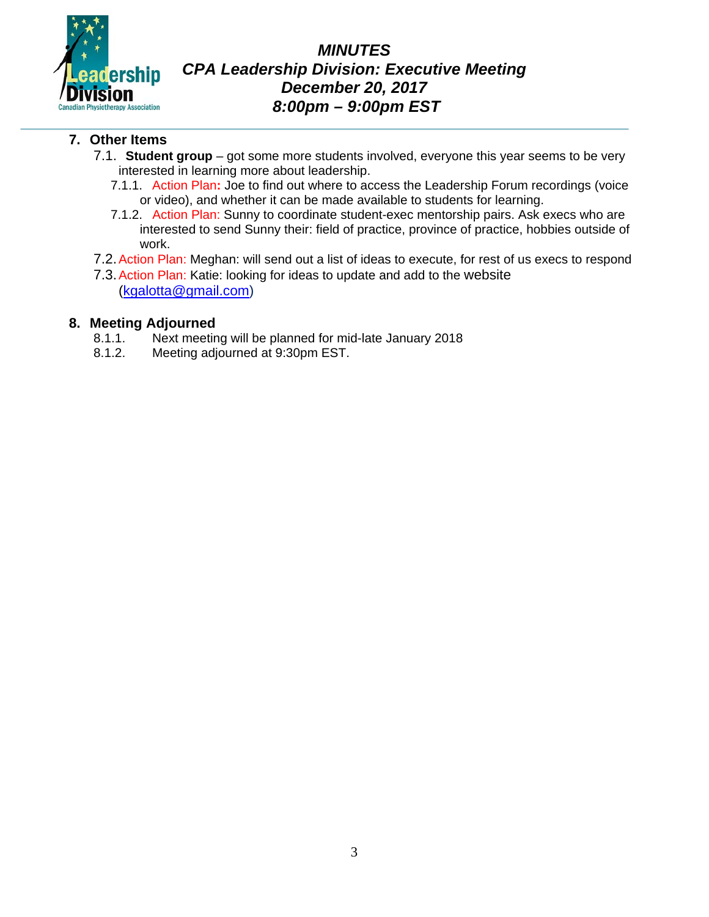*MINUTES*
*CPA Leadership Division: Executive Meeting*
*December 20, 2017*
*8:00pm – 9:00pm EST*

## 7. Other Items

7.1. **Student group** – got some more students involved, everyone this year seems to be very interested in learning more about leadership.

7.1.1. Action Plan**:** Joe to find out where to access the Leadership Forum recordings (voice or video), and whether it can be made available to students for learning.

7.1.2. Action Plan: Sunny to coordinate student-exec mentorship pairs. Ask execs who are interested to send Sunny their: field of practice, province of practice, hobbies outside of work.

7.2. Action Plan: Meghan: will send out a list of ideas to execute, for rest of us execs to respond

7.3. Action Plan: Katie: looking for ideas to update and add to the website (kgalotta@gmail.com)

## 8. Meeting Adjourned

8.1.1. Next meeting will be planned for mid-late January 2018

8.1.2. Meeting adjourned at 9:30pm EST.